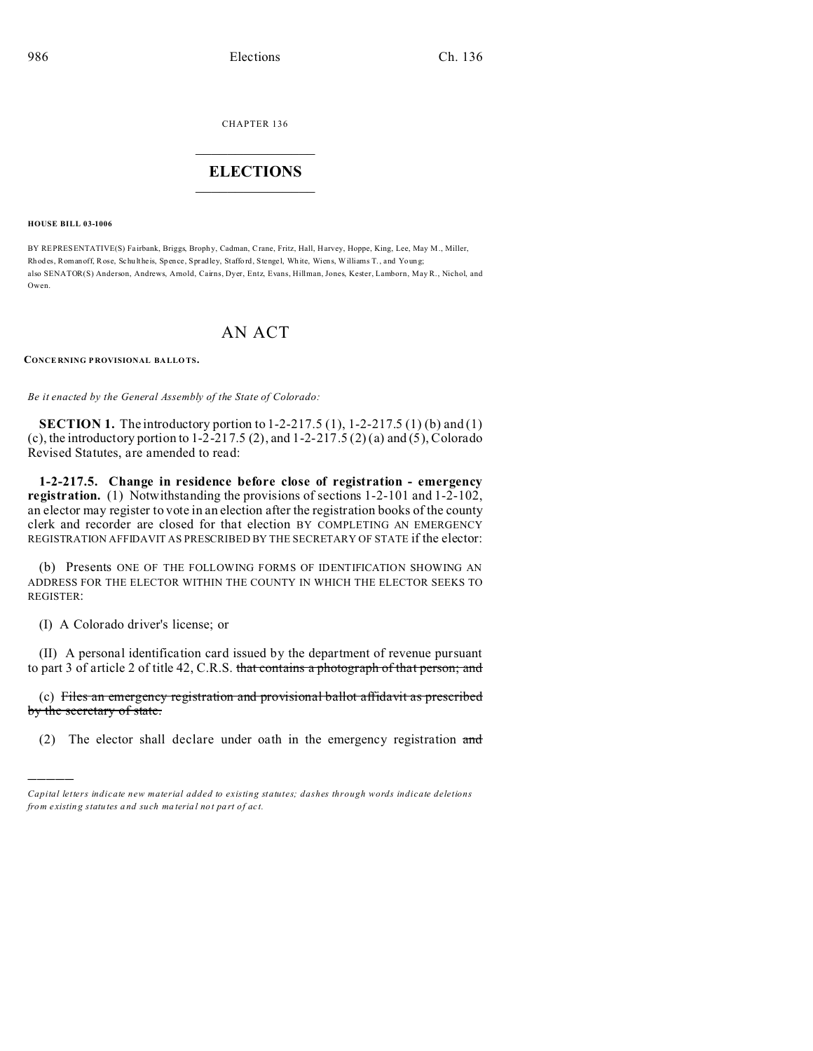CHAPTER 136

# ELECTIONS

**HOUSE BILL 03-1006**

BY REPRESENTATIVE(S) Fairbank, Briggs, Brophy, Cadman, Crane, Fritz, Hall, Harvey, Hoppe, King, Lee, May M., Miller, Rhodes, Romanoff, Rose, Schultheis, Spence, Spradley, Stafford, Stengel, White, Wiens, Williams T., and Young;
also SENATOR(S) Anderson, Andrews, Arnold, Cairns, Dyer, Entz, Evans, Hillman, Jones, Kester, Lamborn, May R., Nichol, and Owen.

# AN ACT

**CONCERNING PROVISIONAL BALLOTS.**

*Be it enacted by the General Assembly of the State of Colorado:*

**SECTION 1.** The introductory portion to 1-2-217.5 (1), 1-2-217.5 (1) (b) and (1) (c), the introductory portion to 1-2-217.5 (2), and 1-2-217.5 (2) (a) and (5), Colorado Revised Statutes, are amended to read:

**1-2-217.5. Change in residence before close of registration - emergency registration.** (1) Notwithstanding the provisions of sections 1-2-101 and 1-2-102, an elector may register to vote in an election after the registration books of the county clerk and recorder are closed for that election BY COMPLETING AN EMERGENCY REGISTRATION AFFIDAVIT AS PRESCRIBED BY THE SECRETARY OF STATE if the elector:

(b) Presents ONE OF THE FOLLOWING FORMS OF IDENTIFICATION SHOWING AN ADDRESS FOR THE ELECTOR WITHIN THE COUNTY IN WHICH THE ELECTOR SEEKS TO REGISTER:

(I) A Colorado driver's license; or

(II) A personal identification card issued by the department of revenue pursuant to part 3 of article 2 of title 42, C.R.S. ~~that contains a photograph of that person; and~~

(c) ~~Files an emergency registration and provisional ballot affidavit as prescribed by the secretary of state.~~

(2) The elector shall declare under oath in the emergency registration ~~and~~

---

*Capital letters indicate new material added to existing statutes; dashes through words indicate deletions from existing statutes and such material not part of act.*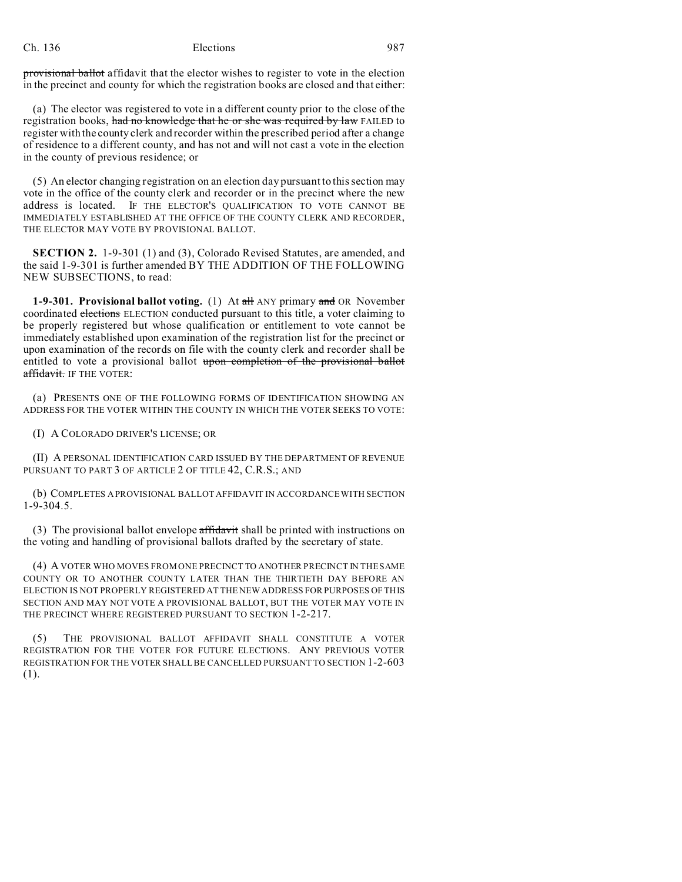~~provisional ballot~~ affidavit that the elector wishes to register to vote in the election in the precinct and county for which the registration books are closed and that either:

(a) The elector was registered to vote in a different county prior to the close of the registration books, ~~had no knowledge that he or she was required by law~~ FAILED to register with the county clerk and recorder within the prescribed period after a change of residence to a different county, and has not and will not cast a vote in the election in the county of previous residence; or

(5) An elector changing registration on an election day pursuant to this section may vote in the office of the county clerk and recorder or in the precinct where the new address is located. IF THE ELECTOR'S QUALIFICATION TO VOTE CANNOT BE IMMEDIATELY ESTABLISHED AT THE OFFICE OF THE COUNTY CLERK AND RECORDER, THE ELECTOR MAY VOTE BY PROVISIONAL BALLOT.

**SECTION 2.** 1-9-301 (1) and (3), Colorado Revised Statutes, are amended, and the said 1-9-301 is further amended BY THE ADDITION OF THE FOLLOWING NEW SUBSECTIONS, to read:

**1-9-301. Provisional ballot voting.** (1) At ~~all~~ ANY primary ~~and~~ OR November coordinated ~~elections~~ ELECTION conducted pursuant to this title, a voter claiming to be properly registered but whose qualification or entitlement to vote cannot be immediately established upon examination of the registration list for the precinct or upon examination of the records on file with the county clerk and recorder shall be entitled to vote a provisional ballot ~~upon completion of the provisional ballot affidavit.~~ IF THE VOTER:

(a) PRESENTS ONE OF THE FOLLOWING FORMS OF IDENTIFICATION SHOWING AN ADDRESS FOR THE VOTER WITHIN THE COUNTY IN WHICH THE VOTER SEEKS TO VOTE:

(I) A COLORADO DRIVER'S LICENSE; OR

(II) A PERSONAL IDENTIFICATION CARD ISSUED BY THE DEPARTMENT OF REVENUE PURSUANT TO PART 3 OF ARTICLE 2 OF TITLE 42, C.R.S.; AND

(b) COMPLETES A PROVISIONAL BALLOT AFFIDAVIT IN ACCORDANCE WITH SECTION 1-9-304.5.

(3) The provisional ballot envelope ~~affidavit~~ shall be printed with instructions on the voting and handling of provisional ballots drafted by the secretary of state.

(4) A VOTER WHO MOVES FROM ONE PRECINCT TO ANOTHER PRECINCT IN THE SAME COUNTY OR TO ANOTHER COUNTY LATER THAN THE THIRTIETH DAY BEFORE AN ELECTION IS NOT PROPERLY REGISTERED AT THE NEW ADDRESS FOR PURPOSES OF THIS SECTION AND MAY NOT VOTE A PROVISIONAL BALLOT, BUT THE VOTER MAY VOTE IN THE PRECINCT WHERE REGISTERED PURSUANT TO SECTION 1-2-217.

(5) THE PROVISIONAL BALLOT AFFIDAVIT SHALL CONSTITUTE A VOTER REGISTRATION FOR THE VOTER FOR FUTURE ELECTIONS. ANY PREVIOUS VOTER REGISTRATION FOR THE VOTER SHALL BE CANCELLED PURSUANT TO SECTION 1-2-603 (1).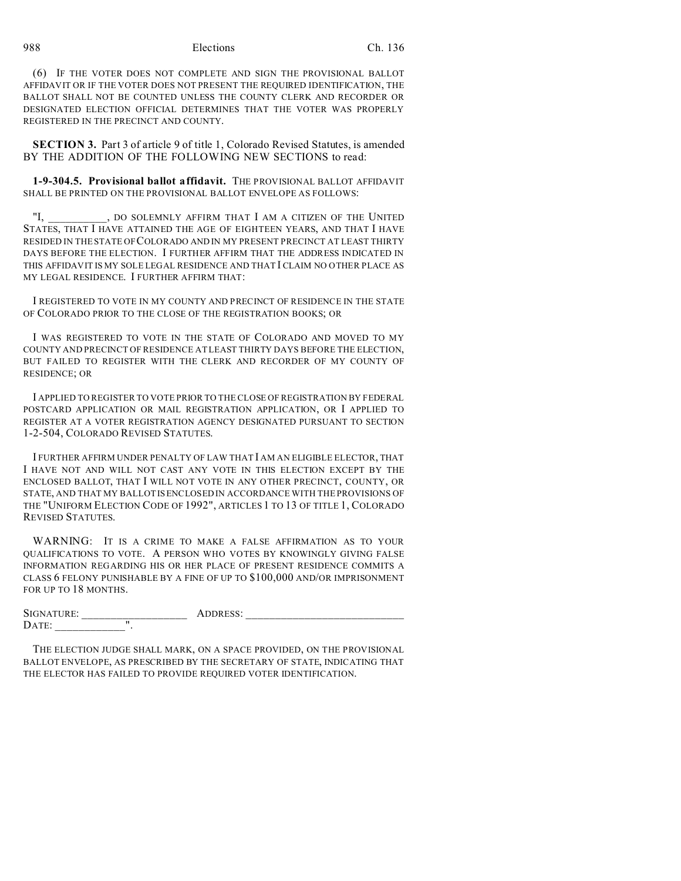(6) IF THE VOTER DOES NOT COMPLETE AND SIGN THE PROVISIONAL BALLOT AFFIDAVIT OR IF THE VOTER DOES NOT PRESENT THE REQUIRED IDENTIFICATION, THE BALLOT SHALL NOT BE COUNTED UNLESS THE COUNTY CLERK AND RECORDER OR DESIGNATED ELECTION OFFICIAL DETERMINES THAT THE VOTER WAS PROPERLY REGISTERED IN THE PRECINCT AND COUNTY.

**SECTION 3.** Part 3 of article 9 of title 1, Colorado Revised Statutes, is amended BY THE ADDITION OF THE FOLLOWING NEW SECTIONS to read:

**1-9-304.5. Provisional ballot affidavit.** THE PROVISIONAL BALLOT AFFIDAVIT SHALL BE PRINTED ON THE PROVISIONAL BALLOT ENVELOPE AS FOLLOWS:

"I, __________, DO SOLEMNLY AFFIRM THAT I AM A CITIZEN OF THE UNITED STATES, THAT I HAVE ATTAINED THE AGE OF EIGHTEEN YEARS, AND THAT I HAVE RESIDED IN THE STATE OF COLORADO AND IN MY PRESENT PRECINCT AT LEAST THIRTY DAYS BEFORE THE ELECTION. I FURTHER AFFIRM THAT THE ADDRESS INDICATED IN THIS AFFIDAVIT IS MY SOLE LEGAL RESIDENCE AND THAT I CLAIM NO OTHER PLACE AS MY LEGAL RESIDENCE. I FURTHER AFFIRM THAT:

I REGISTERED TO VOTE IN MY COUNTY AND PRECINCT OF RESIDENCE IN THE STATE OF COLORADO PRIOR TO THE CLOSE OF THE REGISTRATION BOOKS; OR

I WAS REGISTERED TO VOTE IN THE STATE OF COLORADO AND MOVED TO MY COUNTY AND PRECINCT OF RESIDENCE AT LEAST THIRTY DAYS BEFORE THE ELECTION, BUT FAILED TO REGISTER WITH THE CLERK AND RECORDER OF MY COUNTY OF RESIDENCE; OR

I APPLIED TO REGISTER TO VOTE PRIOR TO THE CLOSE OF REGISTRATION BY FEDERAL POSTCARD APPLICATION OR MAIL REGISTRATION APPLICATION, OR I APPLIED TO REGISTER AT A VOTER REGISTRATION AGENCY DESIGNATED PURSUANT TO SECTION 1-2-504, COLORADO REVISED STATUTES.

I FURTHER AFFIRM UNDER PENALTY OF LAW THAT I AM AN ELIGIBLE ELECTOR, THAT I HAVE NOT AND WILL NOT CAST ANY VOTE IN THIS ELECTION EXCEPT BY THE ENCLOSED BALLOT, THAT I WILL NOT VOTE IN ANY OTHER PRECINCT, COUNTY, OR STATE, AND THAT MY BALLOT IS ENCLOSED IN ACCORDANCE WITH THE PROVISIONS OF THE "UNIFORM ELECTION CODE OF 1992", ARTICLES 1 TO 13 OF TITLE 1, COLORADO REVISED STATUTES.

WARNING: IT IS A CRIME TO MAKE A FALSE AFFIRMATION AS TO YOUR QUALIFICATIONS TO VOTE. A PERSON WHO VOTES BY KNOWINGLY GIVING FALSE INFORMATION REGARDING HIS OR HER PLACE OF PRESENT RESIDENCE COMMITS A CLASS 6 FELONY PUNISHABLE BY A FINE OF UP TO $100,000 AND/OR IMPRISONMENT FOR UP TO 18 MONTHS.

SIGNATURE: __________________ ADDRESS: ____________________________
DATE: ____________".

THE ELECTION JUDGE SHALL MARK, ON A SPACE PROVIDED, ON THE PROVISIONAL BALLOT ENVELOPE, AS PRESCRIBED BY THE SECRETARY OF STATE, INDICATING THAT THE ELECTOR HAS FAILED TO PROVIDE REQUIRED VOTER IDENTIFICATION.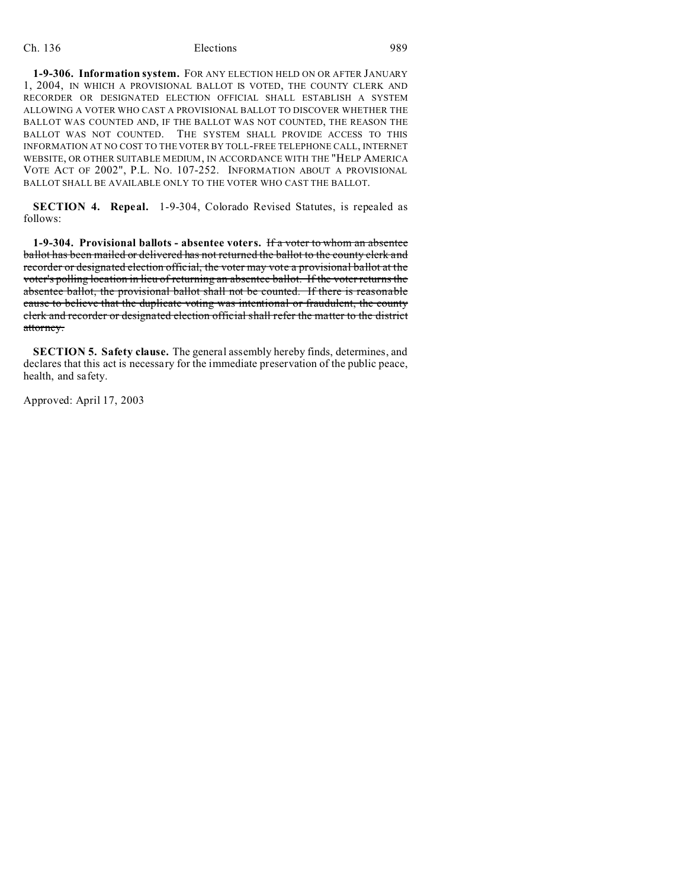**1-9-306. Information system.** FOR ANY ELECTION HELD ON OR AFTER JANUARY 1, 2004, IN WHICH A PROVISIONAL BALLOT IS VOTED, THE COUNTY CLERK AND RECORDER OR DESIGNATED ELECTION OFFICIAL SHALL ESTABLISH A SYSTEM ALLOWING A VOTER WHO CAST A PROVISIONAL BALLOT TO DISCOVER WHETHER THE BALLOT WAS COUNTED AND, IF THE BALLOT WAS NOT COUNTED, THE REASON THE BALLOT WAS NOT COUNTED. THE SYSTEM SHALL PROVIDE ACCESS TO THIS INFORMATION AT NO COST TO THE VOTER BY TOLL-FREE TELEPHONE CALL, INTERNET WEBSITE, OR OTHER SUITABLE MEDIUM, IN ACCORDANCE WITH THE "HELP AMERICA VOTE ACT OF 2002", P.L. NO. 107-252. INFORMATION ABOUT A PROVISIONAL BALLOT SHALL BE AVAILABLE ONLY TO THE VOTER WHO CAST THE BALLOT.

**SECTION 4. Repeal.** 1-9-304, Colorado Revised Statutes, is repealed as follows:

**1-9-304. Provisional ballots - absentee voters.** ~~If a voter to whom an absentee ballot has been mailed or delivered has not returned the ballot to the county clerk and recorder or designated election official, the voter may vote a provisional ballot at the voter's polling location in lieu of returning an absentee ballot. If the voter returns the absentee ballot, the provisional ballot shall not be counted. If there is reasonable cause to believe that the duplicate voting was intentional or fraudulent, the county clerk and recorder or designated election official shall refer the matter to the district attorney.~~

**SECTION 5. Safety clause.** The general assembly hereby finds, determines, and declares that this act is necessary for the immediate preservation of the public peace, health, and safety.

Approved: April 17, 2003